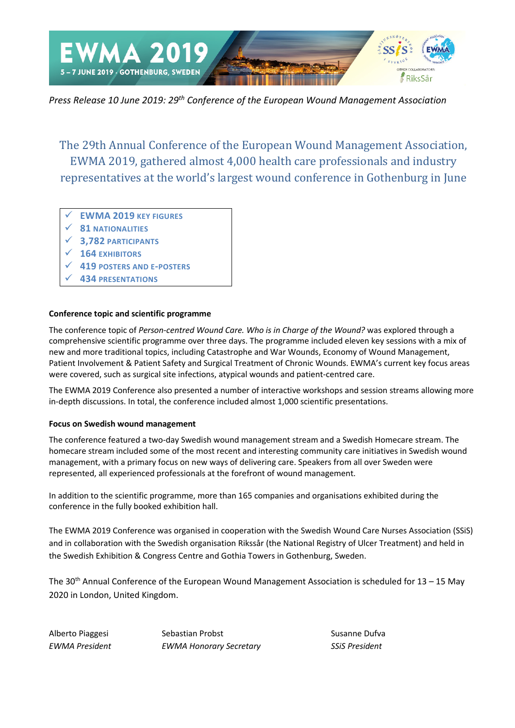*Press Release 10 June 2019: 29th Conference of the European Wound Management Association*

# The 29th Annual Conference of the European Wound Management Association, EWMA 2019, gathered almost 4,000 health care professionals and industry representatives at the world's largest wound conference in Gothenburg in June

- ✓ **EWMA 2019 KEY FIGURES**
- ✓ **81 NATIONALITIES**
- ✓ **3,782 PARTICIPANTS**
- ✓ **164 EXHIBITORS**
- ✓ **419 POSTERS AND E-POSTERS**
- ✓ **434 PRESENTATIONS**

**Conference topic and scientific programme**

The conference topic of *Person-centred Wound Care. Who is in Charge of the Wound?* was explored through a comprehensive scientific programme over three days. The programme included eleven key sessions with a mix of new and more traditional topics, including Catastrophe and War Wounds, Economy of Wound Management, Patient Involvement & Patient Safety and Surgical Treatment of Chronic Wounds. EWMA's current key focus areas were covered, such as surgical site infections, atypical wounds and patient-centred care.

The EWMA 2019 Conference also presented a number of interactive workshops and session streams allowing more in-depth discussions. In total, the conference included almost 1,000 scientific presentations.

**Focus on Swedish wound management**

The conference featured a two-day Swedish wound management stream and a Swedish Homecare stream. The homecare stream included some of the most recent and interesting community care initiatives in Swedish wound management, with a primary focus on new ways of delivering care. Speakers from all over Sweden were represented, all experienced professionals at the forefront of wound management.

In addition to the scientific programme, more than 165 companies and organisations exhibited during the conference in the fully booked exhibition hall.

The EWMA 2019 Conference was organised in cooperation with the Swedish Wound Care Nurses Association (SSiS) and in collaboration with the Swedish organisation Rikssår (the National Registry of Ulcer Treatment) and held in the Swedish Exhibition & Congress Centre and Gothia Towers in Gothenburg, Sweden.

The 30th Annual Conference of the European Wound Management Association is scheduled for 13 – 15 May 2020 in London, United Kingdom.

Alberto Piaggesi
*EWMA President*

Sebastian Probst
*EWMA Honorary Secretary*

Susanne Dufva
*SSiS President*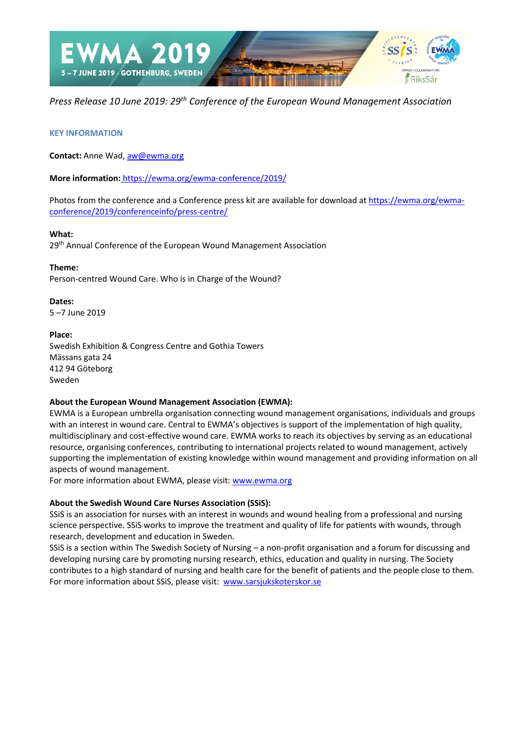*Press Release 10 June 2019: 29th Conference of the European Wound Management Association*

### KEY INFORMATION

**Contact:** Anne Wad, aw@ewma.org

**More information:** https://ewma.org/ewma-conference/2019/

Photos from the conference and a Conference press kit are available for download at https://ewma.org/ewma-conference/2019/conferenceinfo/press-centre/

**What:**
29th Annual Conference of the European Wound Management Association

**Theme:**
Person-centred Wound Care. Who is in Charge of the Wound?

**Dates:**
5 –7 June 2019

**Place:**
Swedish Exhibition & Congress Centre and Gothia Towers
Mässans gata 24
412 94 Göteborg
Sweden

**About the European Wound Management Association (EWMA):**
EWMA is a European umbrella organisation connecting wound management organisations, individuals and groups with an interest in wound care. Central to EWMA's objectives is support of the implementation of high quality, multidisciplinary and cost-effective wound care. EWMA works to reach its objectives by serving as an educational resource, organising conferences, contributing to international projects related to wound management, actively supporting the implementation of existing knowledge within wound management and providing information on all aspects of wound management.
For more information about EWMA, please visit: www.ewma.org

**About the Swedish Wound Care Nurses Association (SSiS):**
SSiS is an association for nurses with an interest in wounds and wound healing from a professional and nursing science perspective. SSiS works to improve the treatment and quality of life for patients with wounds, through research, development and education in Sweden.
SSiS is a section within The Swedish Society of Nursing – a non-profit organisation and a forum for discussing and developing nursing care by promoting nursing research, ethics, education and quality in nursing. The Society contributes to a high standard of nursing and health care for the benefit of patients and the people close to them.
For more information about SSiS, please visit: www.sarsjukskoterskor.se